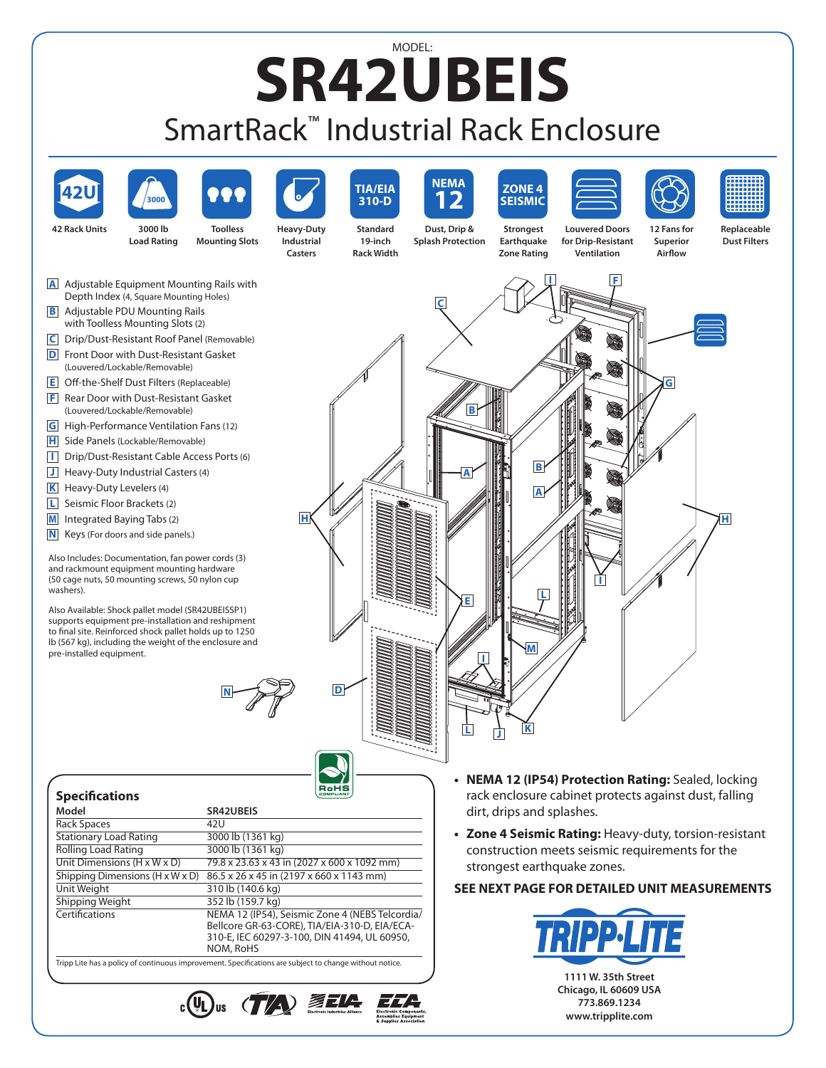MODEL:

# SR42UBEIS

## SmartRack™ Industrial Rack Enclosure

- 42 Rack Units
- 3000 lb Load Rating
- Toolless Mounting Slots
- Heavy-Duty Industrial Casters
- Standard 19-inch Rack Width
- Dust, Drip & Splash Protection
- Strongest Earthquake Zone Rating
- Louvered Doors for Drip-Resistant Ventilation
- 12 Fans for Superior Airflow
- Replaceable Dust Filters

**A** Adjustable Equipment Mounting Rails with Depth Index (4, Square Mounting Holes)
**B** Adjustable PDU Mounting Rails with Toolless Mounting Slots (2)
**C** Drip/Dust-Resistant Roof Panel (Removable)
**D** Front Door with Dust-Resistant Gasket (Louvered/Lockable/Removable)
**E** Off-the-Shelf Dust Filters (Replaceable)
**F** Rear Door with Dust-Resistant Gasket (Louvered/Lockable/Removable)
**G** High-Performance Ventilation Fans (12)
**H** Side Panels (Lockable/Removable)
**I** Drip/Dust-Resistant Cable Access Ports (6)
**J** Heavy-Duty Industrial Casters (4)
**K** Heavy-Duty Levelers (4)
**L** Seismic Floor Brackets (2)
**M** Integrated Baying Tabs (2)
**N** Keys (For doors and side panels.)

Also Includes: Documentation, fan power cords (3) and rackmount equipment mounting hardware (50 cage nuts, 50 mounting screws, 50 nylon cup washers).

Also Available: Shock pallet model (SR42UBEISSP1) supports equipment pre-installation and reshipment to final site. Reinforced shock pallet holds up to 1250 lb (567 kg), including the weight of the enclosure and pre-installed equipment.

### Specifications

| Model | SR42UBEIS |
|---|---|
| Rack Spaces | 42U |
| Stationary Load Rating | 3000 lb (1361 kg) |
| Rolling Load Rating | 3000 lb (1361 kg) |
| Unit Dimensions (H x W x D) | 79.8 x 23.63 x 43 in (2027 x 600 x 1092 mm) |
| Shipping Dimensions (H x W x D) | 86.5 x 26 x 45 in (2197 x 660 x 1143 mm) |
| Unit Weight | 310 lb (140.6 kg) |
| Shipping Weight | 352 lb (159.7 kg) |
| Certifications | NEMA 12 (IP54), Seismic Zone 4 (NEBS Telcordia/ Bellcore GR-63-CORE), TIA/EIA-310-D, EIA/ECA-310-E, IEC 60297-3-100, DIN 41494, UL 60950, NOM, RoHS |

Tripp Lite has a policy of continuous improvement. Specifications are subject to change without notice.

- **NEMA 12 (IP54) Protection Rating:** Sealed, locking rack enclosure cabinet protects against dust, falling dirt, drips and splashes.
- **Zone 4 Seismic Rating:** Heavy-duty, torsion-resistant construction meets seismic requirements for the strongest earthquake zones.

**SEE NEXT PAGE FOR DETAILED UNIT MEASUREMENTS**

1111 W. 35th Street
Chicago, IL 60609 USA
773.869.1234
www.tripplite.com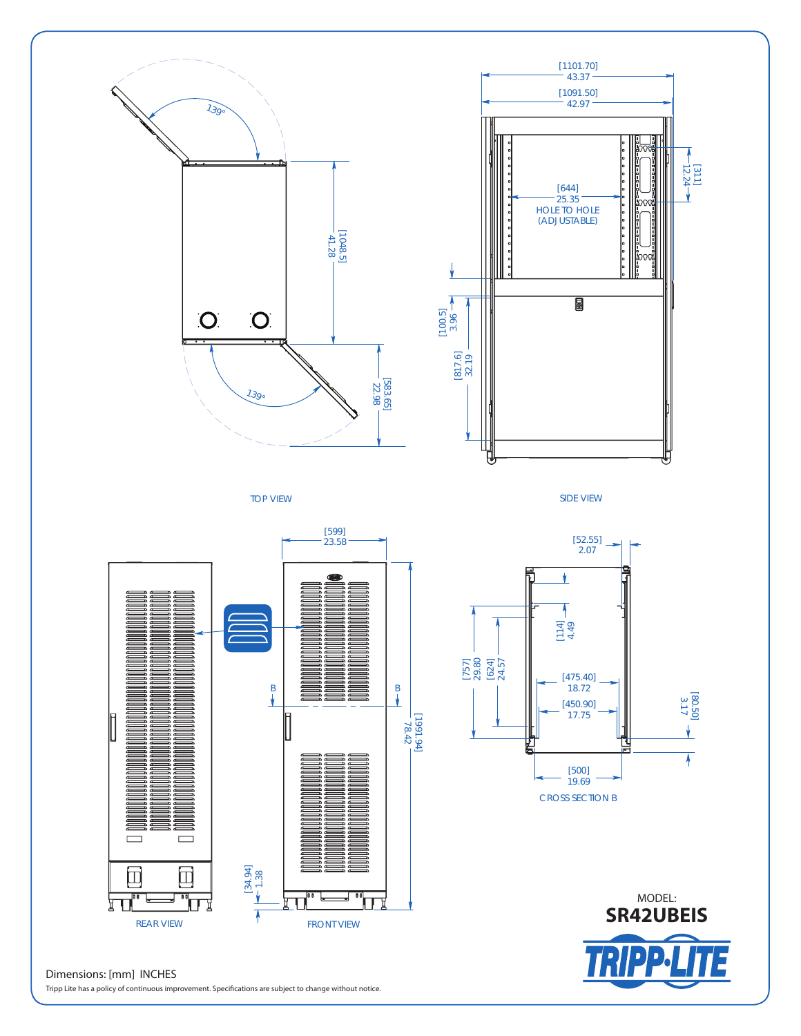TOP VIEW

139°

[1048.5]
41.28

139°

[583.65]
22.98

SIDE VIEW

[1101.70]
43.37

[1091.50]
42.97

[644]
25.35
HOLE TO HOLE
(ADJUSTABLE)

[311]
12.24

[100.5]
3.96

[817.6]
32.19

REAR VIEW

FRONT VIEW

[599]
23.58

B B

[1991.94]
78.42

[34.94]
1.38

CROSS SECTION B

[52.55]
2.07

[114]
4.49

[757]
29.80

[624]
24.57

[475.40]
18.72

[450.90]
17.75

[80.50]
3.17

[500]
19.69

MODEL:
**SR42UBEIS**

TRIPP·LITE

Dimensions: [mm] INCHES

Tripp Lite has a policy of continuous improvement. Specifications are subject to change without notice.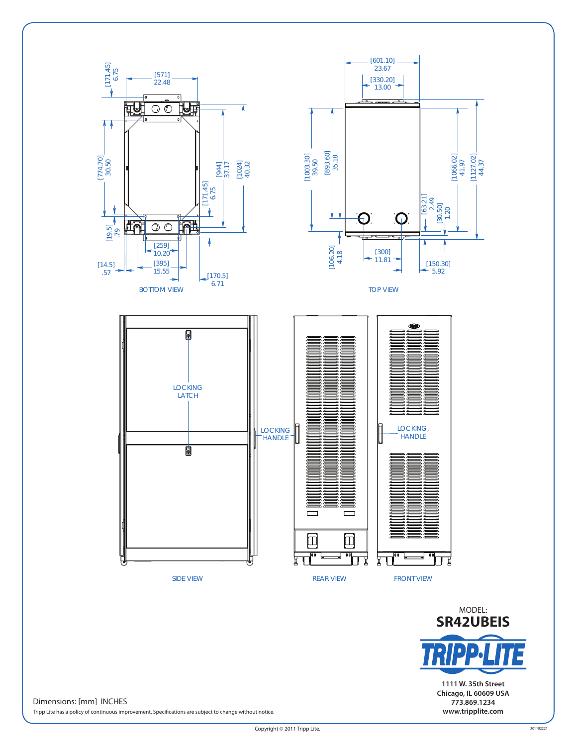BOTTOM VIEW

[571] 22.48

[171.45] 6.75

[774.70] 30.50

[944] 37.17

[1024] 40.32

[171.45] 6.75

[19.5] .79

[259] 10.20

[395] 15.55

[14.5] .57

[170.5] 6.71

TOP VIEW

[601.10] 23.67

[330.20] 13.00

[1003.30] 39.50

[893.60] 35.18

[1066.02] 41.97

[1127.02] 44.37

[63.21] 2.49

[30.50] 1.20

[106.20] 4.18

[300] 11.81

[150.30] 5.92

SIDE VIEW

LOCKING LATCH

REAR VIEW

LOCKING HANDLE

FRONT VIEW

LOCKING, HANDLE

MODEL:

**SR42UBEIS**

TRIPP·LITE

**1111 W. 35th Street**
**Chicago, IL 60609 USA**
**773.869.1234**
**www.tripplite.com**

Dimensions: [mm] INCHES

Tripp Lite has a policy of continuous improvement. Specifications are subject to change without notice.

Copyright © 2011 Tripp Lite.

201102221